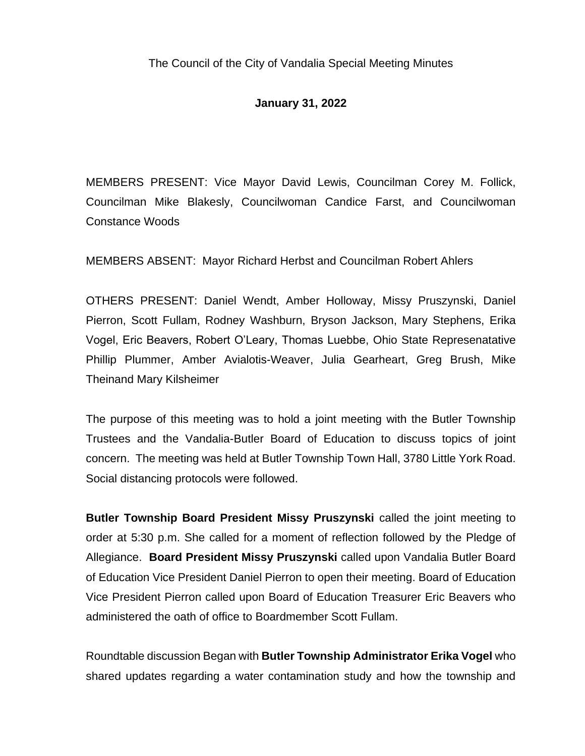The Council of the City of Vandalia Special Meeting Minutes

**January 31, 2022**

MEMBERS PRESENT: Vice Mayor David Lewis, Councilman Corey M. Follick, Councilman Mike Blakesly, Councilwoman Candice Farst, and Councilwoman Constance Woods

MEMBERS ABSENT: Mayor Richard Herbst and Councilman Robert Ahlers

OTHERS PRESENT: Daniel Wendt, Amber Holloway, Missy Pruszynski, Daniel Pierron, Scott Fullam, Rodney Washburn, Bryson Jackson, Mary Stephens, Erika Vogel, Eric Beavers, Robert O'Leary, Thomas Luebbe, Ohio State Represenatative Phillip Plummer, Amber Avialotis-Weaver, Julia Gearheart, Greg Brush, Mike Theinand Mary Kilsheimer

The purpose of this meeting was to hold a joint meeting with the Butler Township Trustees and the Vandalia-Butler Board of Education to discuss topics of joint concern. The meeting was held at Butler Township Town Hall, 3780 Little York Road. Social distancing protocols were followed.

**Butler Township Board President Missy Pruszynski** called the joint meeting to order at 5:30 p.m. She called for a moment of reflection followed by the Pledge of Allegiance. **Board President Missy Pruszynski** called upon Vandalia Butler Board of Education Vice President Daniel Pierron to open their meeting. Board of Education Vice President Pierron called upon Board of Education Treasurer Eric Beavers who administered the oath of office to Boardmember Scott Fullam.

Roundtable discussion Began with **Butler Township Administrator Erika Vogel** who shared updates regarding a water contamination study and how the township and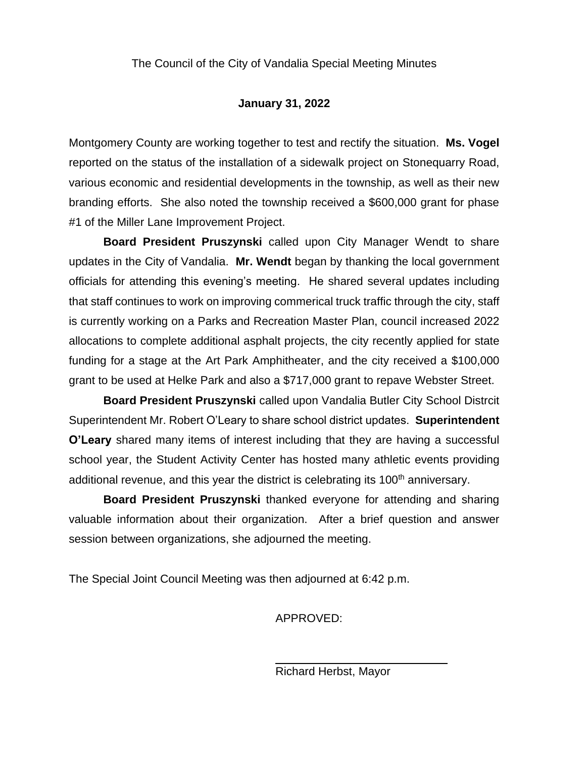The Council of the City of Vandalia Special Meeting Minutes

**January 31, 2022**

Montgomery County are working together to test and rectify the situation. **Ms. Vogel** reported on the status of the installation of a sidewalk project on Stonequarry Road, various economic and residential developments in the township, as well as their new branding efforts. She also noted the township received a $600,000 grant for phase #1 of the Miller Lane Improvement Project.

**Board President Pruszynski** called upon City Manager Wendt to share updates in the City of Vandalia. **Mr. Wendt** began by thanking the local government officials for attending this evening's meeting. He shared several updates including that staff continues to work on improving commerical truck traffic through the city, staff is currently working on a Parks and Recreation Master Plan, council increased 2022 allocations to complete additional asphalt projects, the city recently applied for state funding for a stage at the Art Park Amphitheater, and the city received a $100,000 grant to be used at Helke Park and also a $717,000 grant to repave Webster Street.

**Board President Pruszynski** called upon Vandalia Butler City School Distrcit Superintendent Mr. Robert O'Leary to share school district updates. **Superintendent O'Leary** shared many items of interest including that they are having a successful school year, the Student Activity Center has hosted many athletic events providing additional revenue, and this year the district is celebrating its 100th anniversary.

**Board President Pruszynski** thanked everyone for attending and sharing valuable information about their organization. After a brief question and answer session between organizations, she adjourned the meeting.

The Special Joint Council Meeting was then adjourned at 6:42 p.m.

APPROVED:

\_\_\_\_\_\_\_\_\_\_\_\_\_\_\_\_\_\_\_\_\_\_\_\_\_\_\_\_

Richard Herbst, Mayor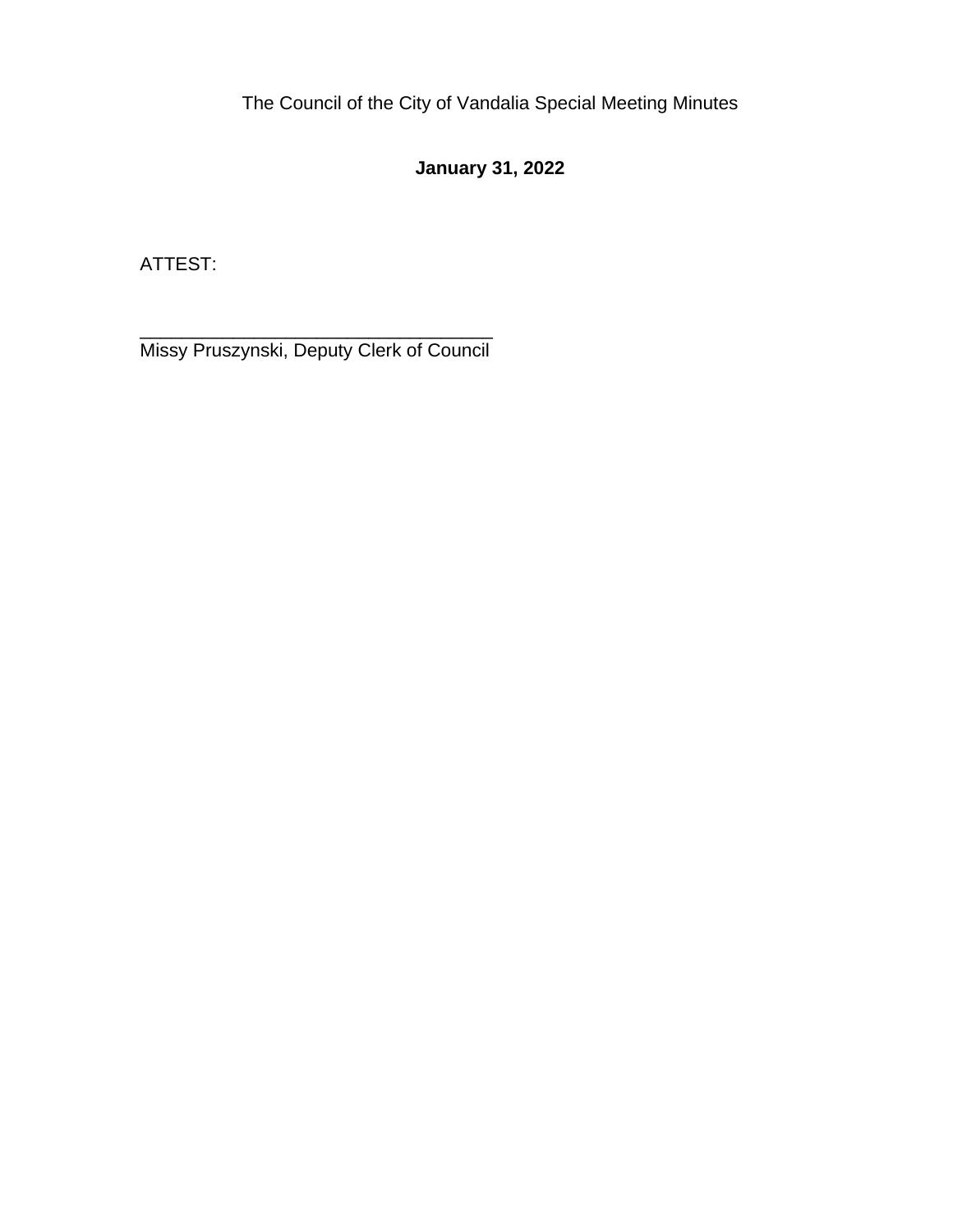The Council of the City of Vandalia Special Meeting Minutes

**January 31, 2022**

ATTEST:

___________________________________
Missy Pruszynski, Deputy Clerk of Council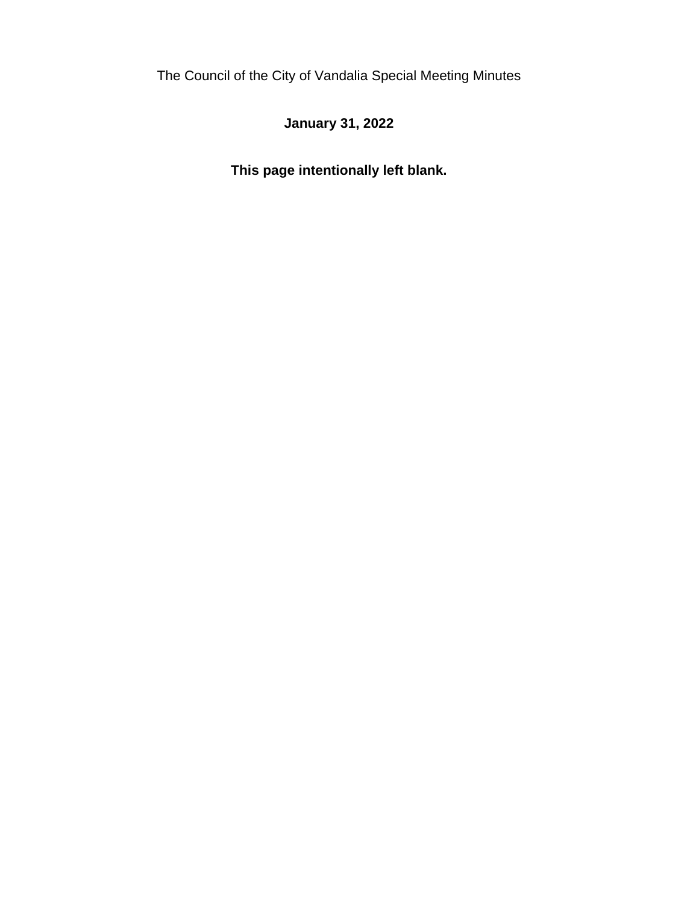The Council of the City of Vandalia Special Meeting Minutes

**January 31, 2022**

**This page intentionally left blank.**